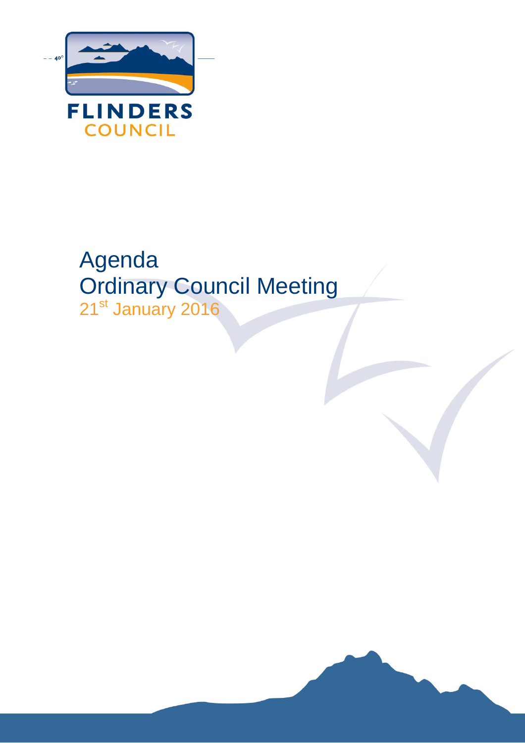FLINDERS
COUNCIL

# Agenda
## Ordinary Council Meeting
21st January 2016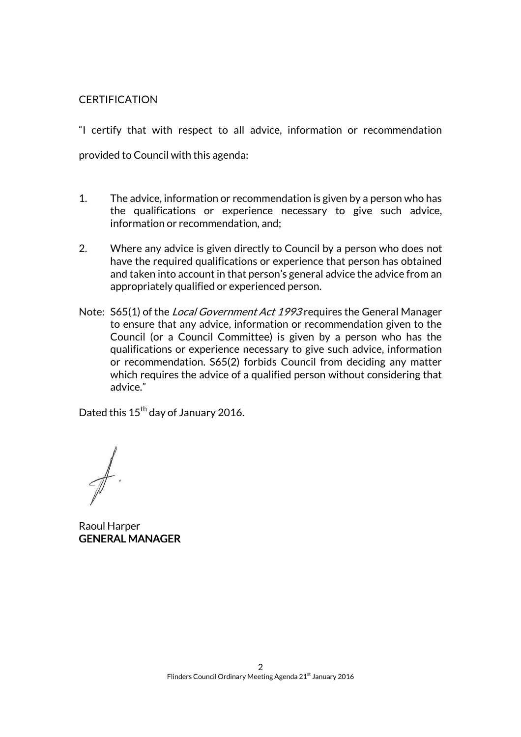## CERTIFICATION

"I certify that with respect to all advice, information or recommendation provided to Council with this agenda:

1. The advice, information or recommendation is given by a person who has the qualifications or experience necessary to give such advice, information or recommendation, and;

2. Where any advice is given directly to Council by a person who does not have the required qualifications or experience that person has obtained and taken into account in that person's general advice the advice from an appropriately qualified or experienced person.

Note: S65(1) of the *Local Government Act 1993* requires the General Manager to ensure that any advice, information or recommendation given to the Council (or a Council Committee) is given by a person who has the qualifications or experience necessary to give such advice, information or recommendation. S65(2) forbids Council from deciding any matter which requires the advice of a qualified person without considering that advice."

Dated this 15th day of January 2016.

Raoul Harper
**GENERAL MANAGER**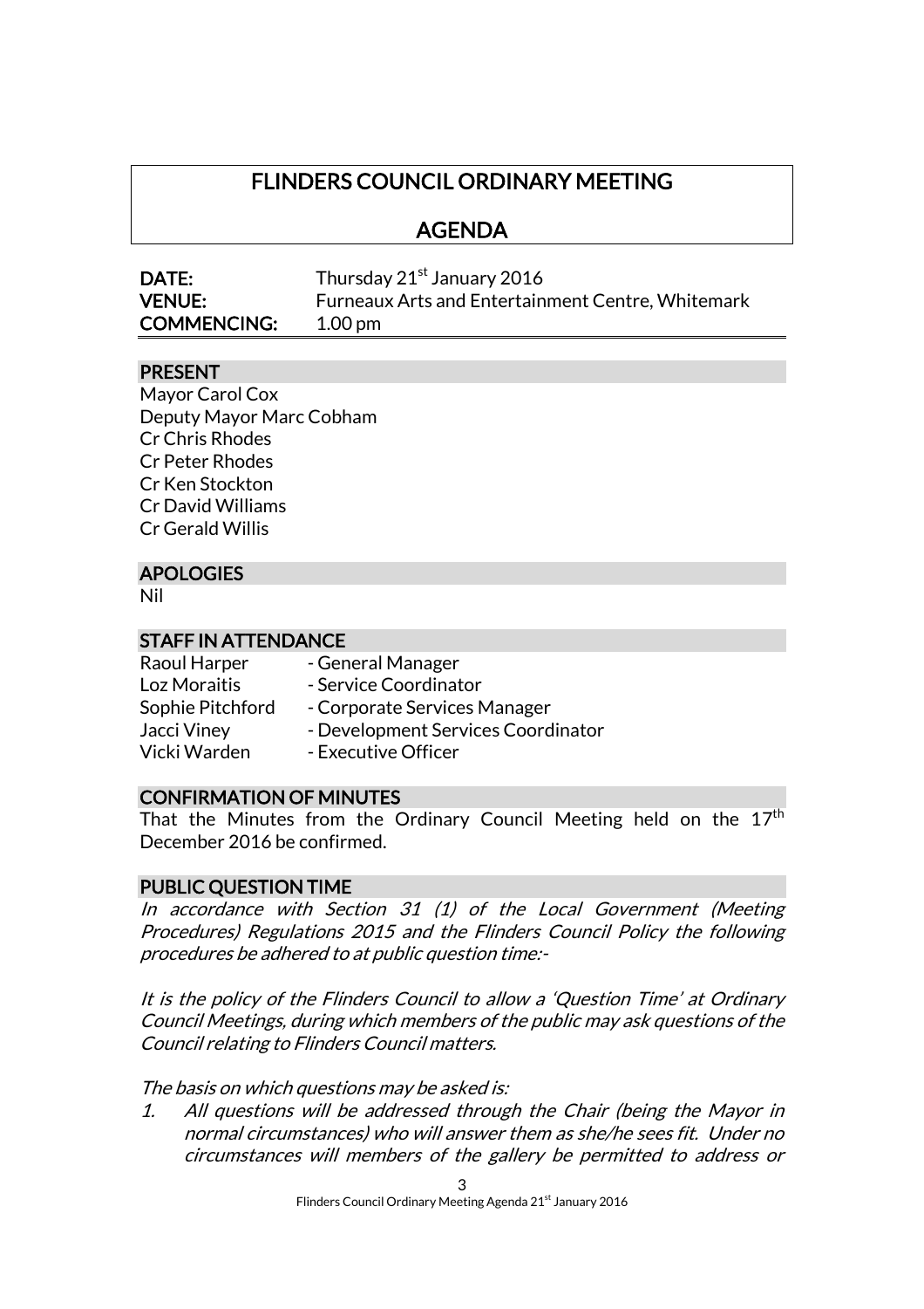# FLINDERS COUNCIL ORDINARY MEETING

## AGENDA

| | |
|---|---|
| **DATE:** | Thursday 21st January 2016 |
| **VENUE:** | Furneaux Arts and Entertainment Centre, Whitemark |
| **COMMENCING:** | 1.00 pm |

### PRESENT

Mayor Carol Cox
Deputy Mayor Marc Cobham
Cr Chris Rhodes
Cr Peter Rhodes
Cr Ken Stockton
Cr David Williams
Cr Gerald Willis

### APOLOGIES

Nil

### STAFF IN ATTENDANCE

| | |
|---|---|
| Raoul Harper | - General Manager |
| Loz Moraitis | - Service Coordinator |
| Sophie Pitchford | - Corporate Services Manager |
| Jacci Viney | - Development Services Coordinator |
| Vicki Warden | - Executive Officer |

### CONFIRMATION OF MINUTES

That the Minutes from the Ordinary Council Meeting held on the 17th December 2016 be confirmed.

### PUBLIC QUESTION TIME

*In accordance with Section 31 (1) of the Local Government (Meeting Procedures) Regulations 2015 and the Flinders Council Policy the following procedures be adhered to at public question time:-*

*It is the policy of the Flinders Council to allow a 'Question Time' at Ordinary Council Meetings, during which members of the public may ask questions of the Council relating to Flinders Council matters.*

*The basis on which questions may be asked is:*

1. *All questions will be addressed through the Chair (being the Mayor in normal circumstances) who will answer them as she/he sees fit. Under no circumstances will members of the gallery be permitted to address or*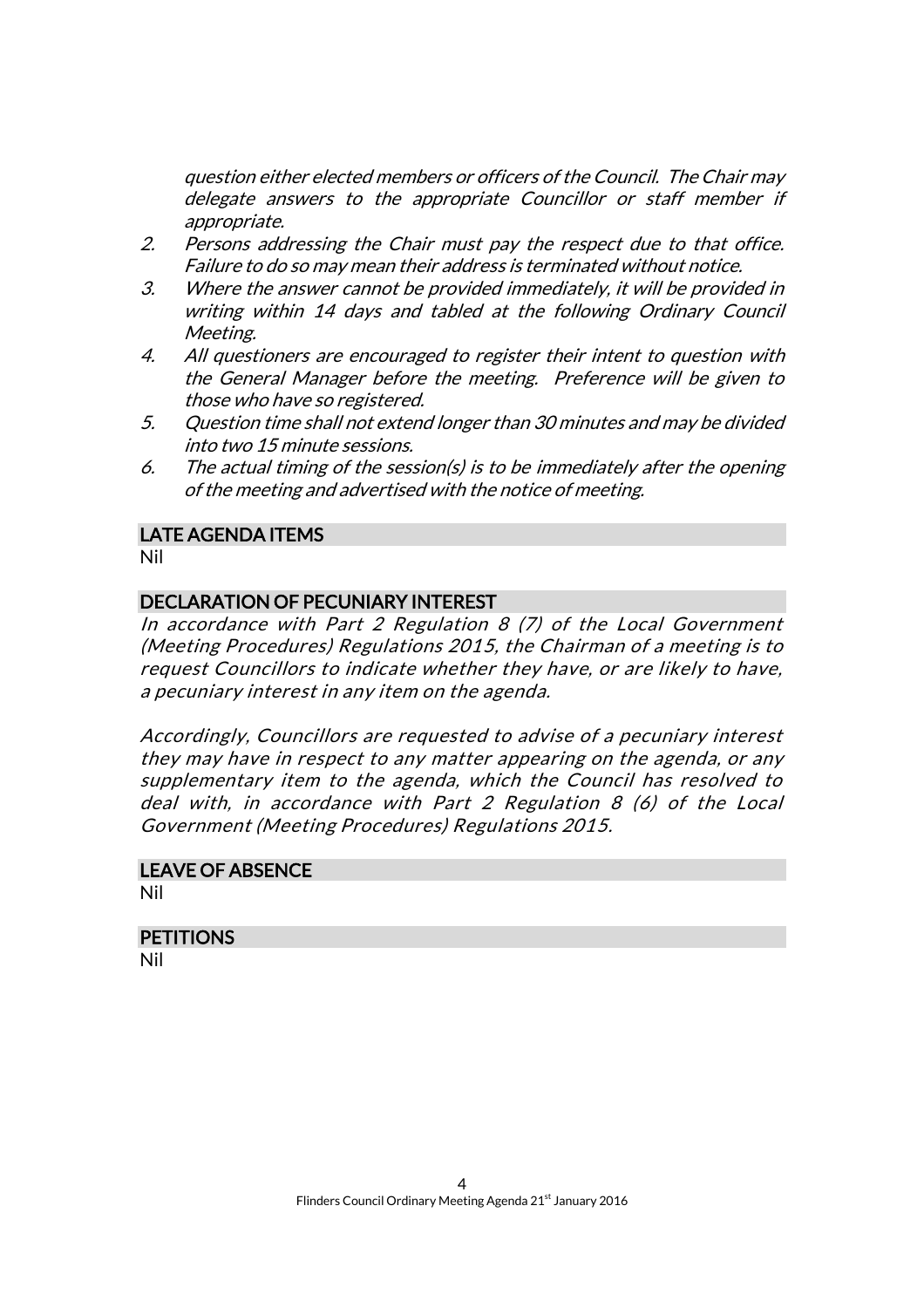*question either elected members or officers of the Council. The Chair may delegate answers to the appropriate Councillor or staff member if appropriate.*

2. *Persons addressing the Chair must pay the respect due to that office. Failure to do so may mean their address is terminated without notice.*
3. *Where the answer cannot be provided immediately, it will be provided in writing within 14 days and tabled at the following Ordinary Council Meeting.*
4. *All questioners are encouraged to register their intent to question with the General Manager before the meeting. Preference will be given to those who have so registered.*
5. *Question time shall not extend longer than 30 minutes and may be divided into two 15 minute sessions.*
6. *The actual timing of the session(s) is to be immediately after the opening of the meeting and advertised with the notice of meeting.*

## LATE AGENDA ITEMS

Nil

## DECLARATION OF PECUNIARY INTEREST

*In accordance with Part 2 Regulation 8 (7) of the Local Government (Meeting Procedures) Regulations 2015, the Chairman of a meeting is to request Councillors to indicate whether they have, or are likely to have, a pecuniary interest in any item on the agenda.*

*Accordingly, Councillors are requested to advise of a pecuniary interest they may have in respect to any matter appearing on the agenda, or any supplementary item to the agenda, which the Council has resolved to deal with, in accordance with Part 2 Regulation 8 (6) of the Local Government (Meeting Procedures) Regulations 2015.*

## LEAVE OF ABSENCE

Nil

## PETITIONS

Nil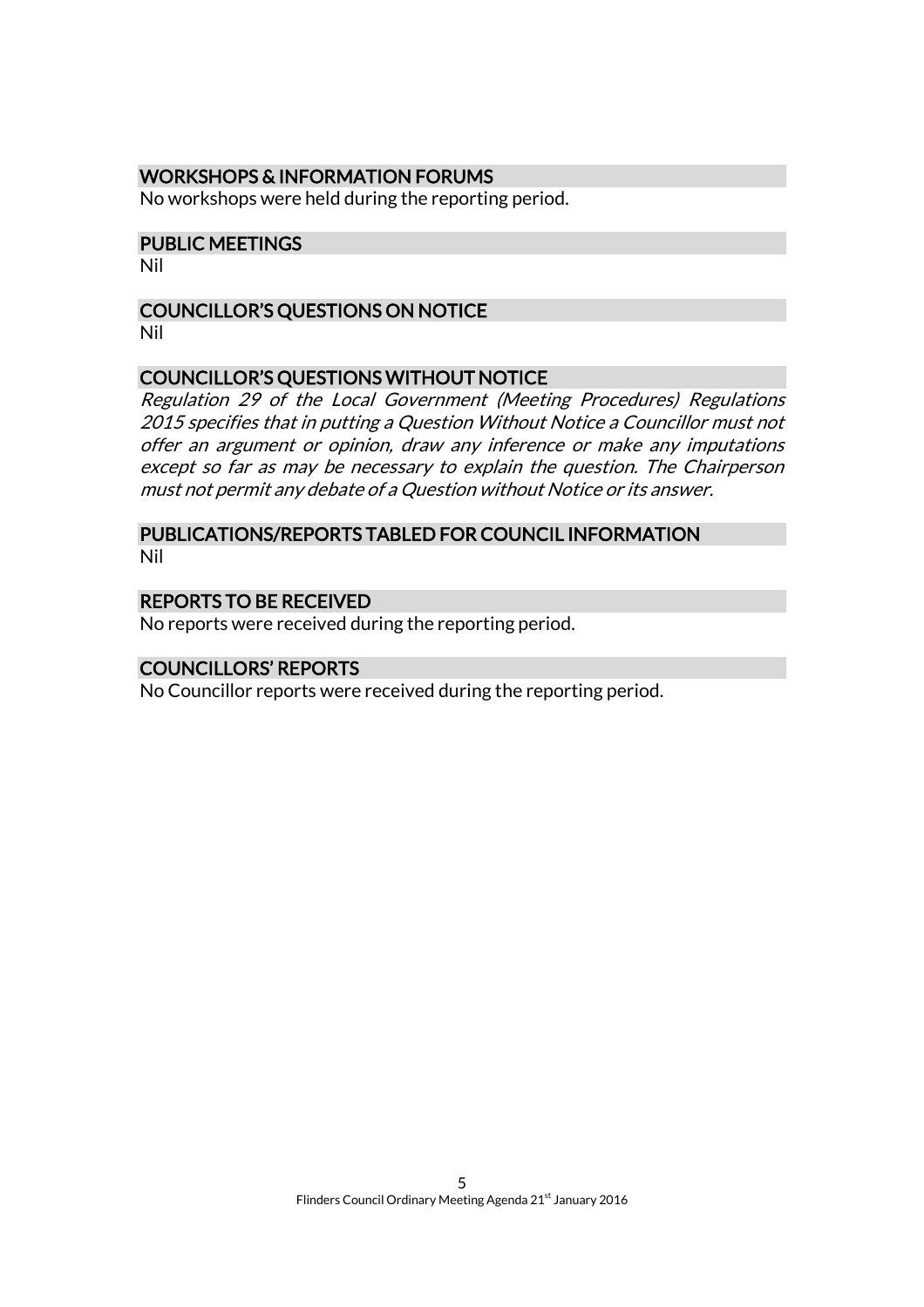## WORKSHOPS & INFORMATION FORUMS

No workshops were held during the reporting period.

## PUBLIC MEETINGS

Nil

## COUNCILLOR'S QUESTIONS ON NOTICE

Nil

## COUNCILLOR'S QUESTIONS WITHOUT NOTICE

*Regulation 29 of the Local Government (Meeting Procedures) Regulations 2015 specifies that in putting a Question Without Notice a Councillor must not offer an argument or opinion, draw any inference or make any imputations except so far as may be necessary to explain the question. The Chairperson must not permit any debate of a Question without Notice or its answer.*

## PUBLICATIONS/REPORTS TABLED FOR COUNCIL INFORMATION

Nil

## REPORTS TO BE RECEIVED

No reports were received during the reporting period.

## COUNCILLORS' REPORTS

No Councillor reports were received during the reporting period.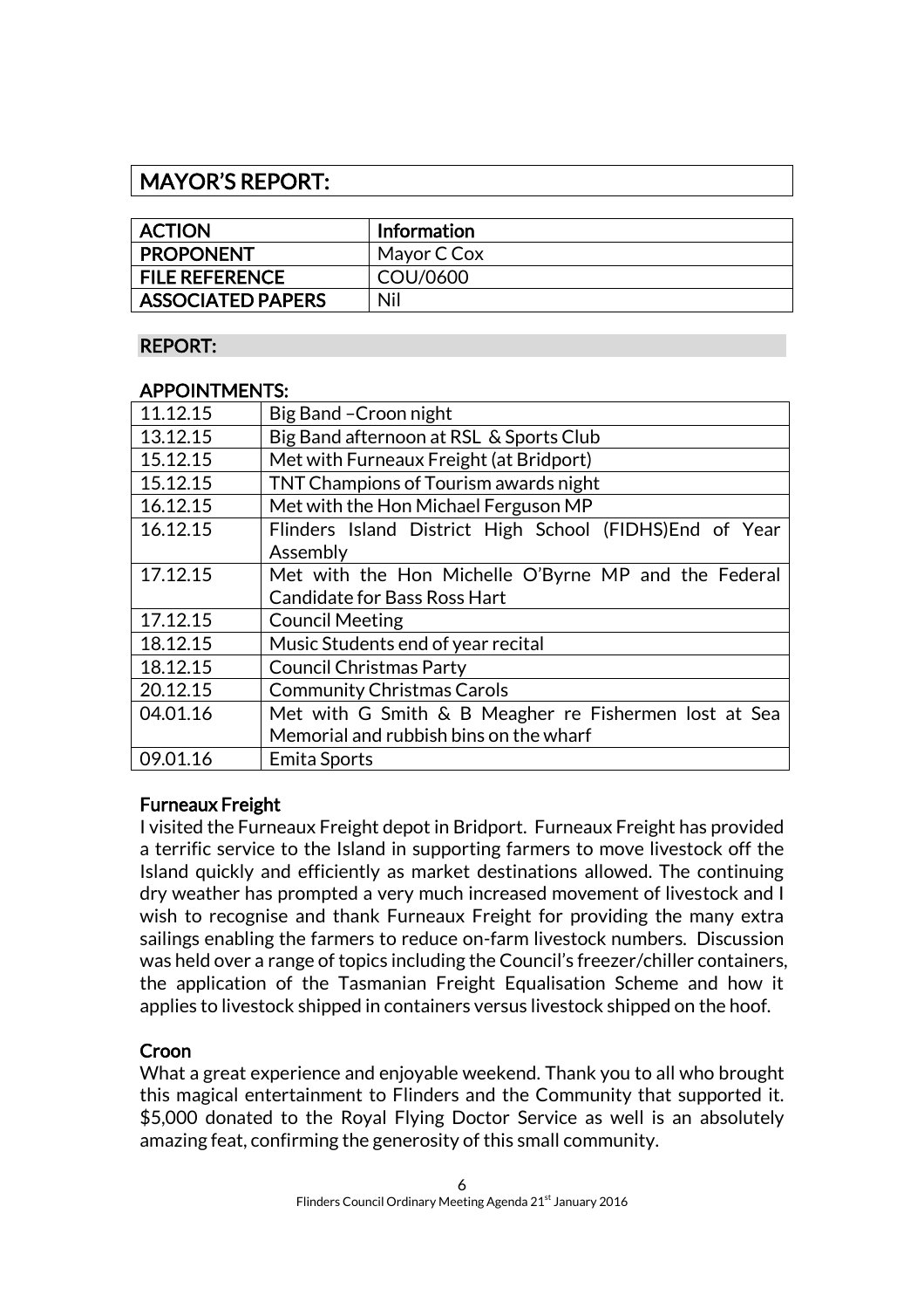# MAYOR'S REPORT:

| | |
|---|---|
| **ACTION** | Information |
| **PROPONENT** | Mayor C Cox |
| **FILE REFERENCE** | COU/0600 |
| **ASSOCIATED PAPERS** | Nil |

## REPORT:

### APPOINTMENTS:

| | |
|---|---|
| 11.12.15 | Big Band –Croon night |
| 13.12.15 | Big Band afternoon at RSL & Sports Club |
| 15.12.15 | Met with Furneaux Freight (at Bridport) |
| 15.12.15 | TNT Champions of Tourism awards night |
| 16.12.15 | Met with the Hon Michael Ferguson MP |
| 16.12.15 | Flinders Island District High School (FIDHS)End of Year Assembly |
| 17.12.15 | Met with the Hon Michelle O'Byrne MP and the Federal Candidate for Bass Ross Hart |
| 17.12.15 | Council Meeting |
| 18.12.15 | Music Students end of year recital |
| 18.12.15 | Council Christmas Party |
| 20.12.15 | Community Christmas Carols |
| 04.01.16 | Met with G Smith & B Meagher re Fishermen lost at Sea Memorial and rubbish bins on the wharf |
| 09.01.16 | Emita Sports |

### Furneaux Freight

I visited the Furneaux Freight depot in Bridport. Furneaux Freight has provided a terrific service to the Island in supporting farmers to move livestock off the Island quickly and efficiently as market destinations allowed. The continuing dry weather has prompted a very much increased movement of livestock and I wish to recognise and thank Furneaux Freight for providing the many extra sailings enabling the farmers to reduce on-farm livestock numbers. Discussion was held over a range of topics including the Council's freezer/chiller containers, the application of the Tasmanian Freight Equalisation Scheme and how it applies to livestock shipped in containers versus livestock shipped on the hoof.

### Croon

What a great experience and enjoyable weekend. Thank you to all who brought this magical entertainment to Flinders and the Community that supported it. $5,000 donated to the Royal Flying Doctor Service as well is an absolutely amazing feat, confirming the generosity of this small community.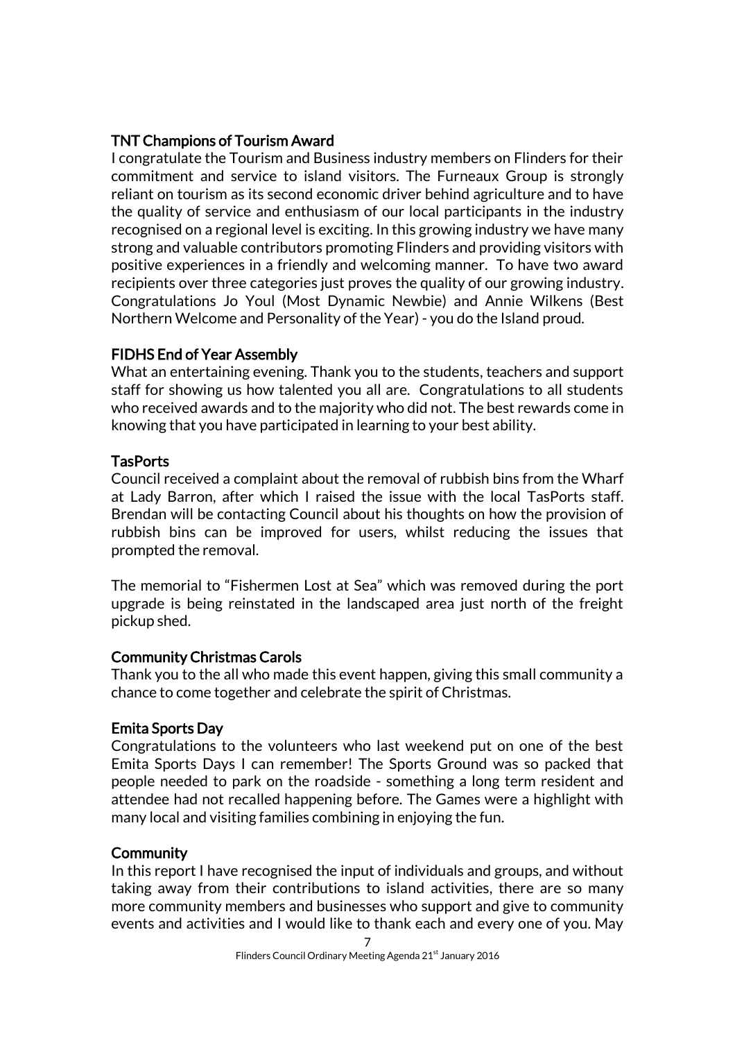**TNT Champions of Tourism Award**

I congratulate the Tourism and Business industry members on Flinders for their commitment and service to island visitors. The Furneaux Group is strongly reliant on tourism as its second economic driver behind agriculture and to have the quality of service and enthusiasm of our local participants in the industry recognised on a regional level is exciting. In this growing industry we have many strong and valuable contributors promoting Flinders and providing visitors with positive experiences in a friendly and welcoming manner. To have two award recipients over three categories just proves the quality of our growing industry. Congratulations Jo Youl (Most Dynamic Newbie) and Annie Wilkens (Best Northern Welcome and Personality of the Year) - you do the Island proud.

**FIDHS End of Year Assembly**

What an entertaining evening. Thank you to the students, teachers and support staff for showing us how talented you all are. Congratulations to all students who received awards and to the majority who did not. The best rewards come in knowing that you have participated in learning to your best ability.

**TasPorts**

Council received a complaint about the removal of rubbish bins from the Wharf at Lady Barron, after which I raised the issue with the local TasPorts staff. Brendan will be contacting Council about his thoughts on how the provision of rubbish bins can be improved for users, whilst reducing the issues that prompted the removal.

The memorial to "Fishermen Lost at Sea" which was removed during the port upgrade is being reinstated in the landscaped area just north of the freight pickup shed.

**Community Christmas Carols**

Thank you to the all who made this event happen, giving this small community a chance to come together and celebrate the spirit of Christmas.

**Emita Sports Day**

Congratulations to the volunteers who last weekend put on one of the best Emita Sports Days I can remember! The Sports Ground was so packed that people needed to park on the roadside - something a long term resident and attendee had not recalled happening before. The Games were a highlight with many local and visiting families combining in enjoying the fun.

**Community**

In this report I have recognised the input of individuals and groups, and without taking away from their contributions to island activities, there are so many more community members and businesses who support and give to community events and activities and I would like to thank each and every one of you. May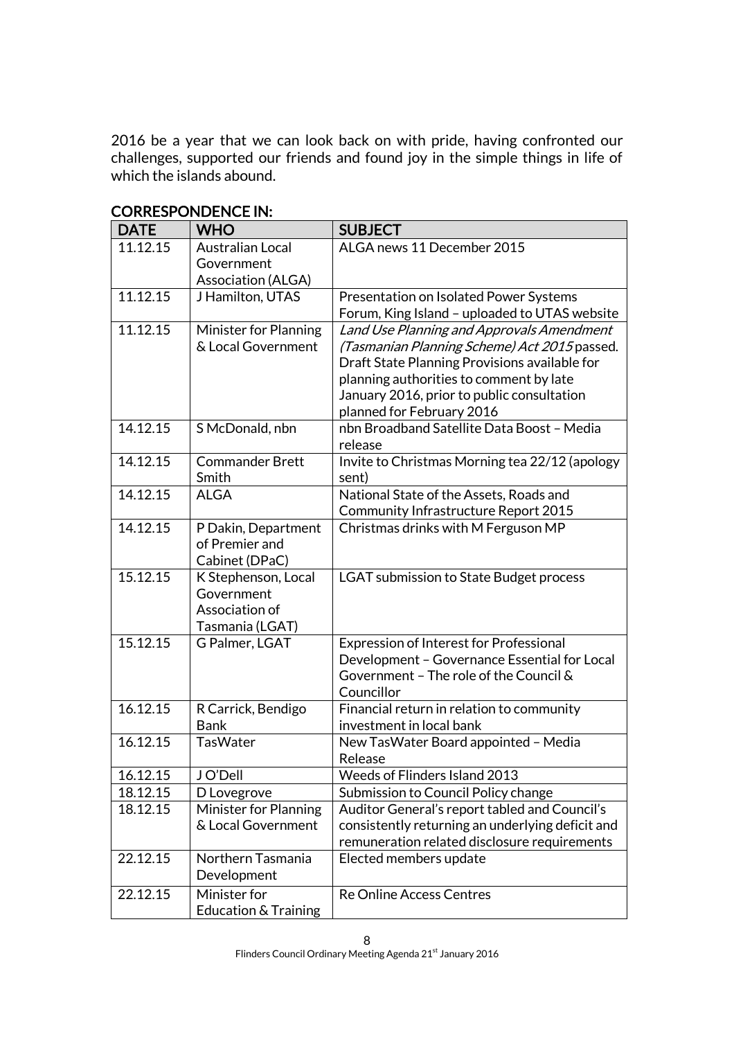2016 be a year that we can look back on with pride, having confronted our challenges, supported our friends and found joy in the simple things in life of which the islands abound.

**CORRESPONDENCE IN:**

| DATE | WHO | SUBJECT |
|---|---|---|
| 11.12.15 | Australian Local Government Association (ALGA) | ALGA news 11 December 2015 |
| 11.12.15 | J Hamilton, UTAS | Presentation on Isolated Power Systems Forum, King Island – uploaded to UTAS website |
| 11.12.15 | Minister for Planning & Local Government | *Land Use Planning and Approvals Amendment (Tasmanian Planning Scheme) Act 2015* passed. Draft State Planning Provisions available for planning authorities to comment by late January 2016, prior to public consultation planned for February 2016 |
| 14.12.15 | S McDonald, nbn | nbn Broadband Satellite Data Boost – Media release |
| 14.12.15 | Commander Brett Smith | Invite to Christmas Morning tea 22/12 (apology sent) |
| 14.12.15 | ALGA | National State of the Assets, Roads and Community Infrastructure Report 2015 |
| 14.12.15 | P Dakin, Department of Premier and Cabinet (DPaC) | Christmas drinks with M Ferguson MP |
| 15.12.15 | K Stephenson, Local Government Association of Tasmania (LGAT) | LGAT submission to State Budget process |
| 15.12.15 | G Palmer, LGAT | Expression of Interest for Professional Development – Governance Essential for Local Government – The role of the Council & Councillor |
| 16.12.15 | R Carrick, Bendigo Bank | Financial return in relation to community investment in local bank |
| 16.12.15 | TasWater | New TasWater Board appointed – Media Release |
| 16.12.15 | J O'Dell | Weeds of Flinders Island 2013 |
| 18.12.15 | D Lovegrove | Submission to Council Policy change |
| 18.12.15 | Minister for Planning & Local Government | Auditor General's report tabled and Council's consistently returning an underlying deficit and remuneration related disclosure requirements |
| 22.12.15 | Northern Tasmania Development | Elected members update |
| 22.12.15 | Minister for Education & Training | Re Online Access Centres |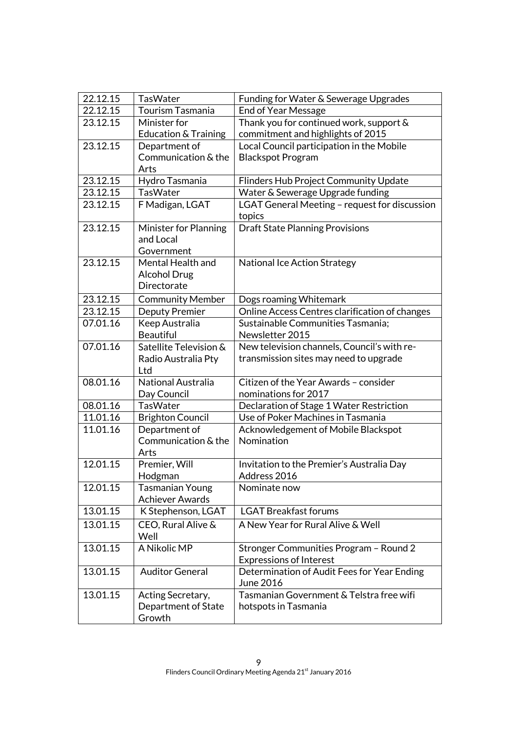| | | |
|---|---|---|
| 22.12.15 | TasWater | Funding for Water & Sewerage Upgrades |
| 22.12.15 | Tourism Tasmania | End of Year Message |
| 23.12.15 | Minister for Education & Training | Thank you for continued work, support & commitment and highlights of 2015 |
| 23.12.15 | Department of Communication & the Arts | Local Council participation in the Mobile Blackspot Program |
| 23.12.15 | Hydro Tasmania | Flinders Hub Project Community Update |
| 23.12.15 | TasWater | Water & Sewerage Upgrade funding |
| 23.12.15 | F Madigan, LGAT | LGAT General Meeting – request for discussion topics |
| 23.12.15 | Minister for Planning and Local Government | Draft State Planning Provisions |
| 23.12.15 | Mental Health and Alcohol Drug Directorate | National Ice Action Strategy |
| 23.12.15 | Community Member | Dogs roaming Whitemark |
| 23.12.15 | Deputy Premier | Online Access Centres clarification of changes |
| 07.01.16 | Keep Australia Beautiful | Sustainable Communities Tasmania; Newsletter 2015 |
| 07.01.16 | Satellite Television & Radio Australia Pty Ltd | New television channels, Council's with re-transmission sites may need to upgrade |
| 08.01.16 | National Australia Day Council | Citizen of the Year Awards – consider nominations for 2017 |
| 08.01.16 | TasWater | Declaration of Stage 1 Water Restriction |
| 11.01.16 | Brighton Council | Use of Poker Machines in Tasmania |
| 11.01.16 | Department of Communication & the Arts | Acknowledgement of Mobile Blackspot Nomination |
| 12.01.15 | Premier, Will Hodgman | Invitation to the Premier's Australia Day Address 2016 |
| 12.01.15 | Tasmanian Young Achiever Awards | Nominate now |
| 13.01.15 | K Stephenson, LGAT | LGAT Breakfast forums |
| 13.01.15 | CEO, Rural Alive & Well | A New Year for Rural Alive & Well |
| 13.01.15 | A Nikolic MP | Stronger Communities Program – Round 2 Expressions of Interest |
| 13.01.15 | Auditor General | Determination of Audit Fees for Year Ending June 2016 |
| 13.01.15 | Acting Secretary, Department of State Growth | Tasmanian Government & Telstra free wifi hotspots in Tasmania |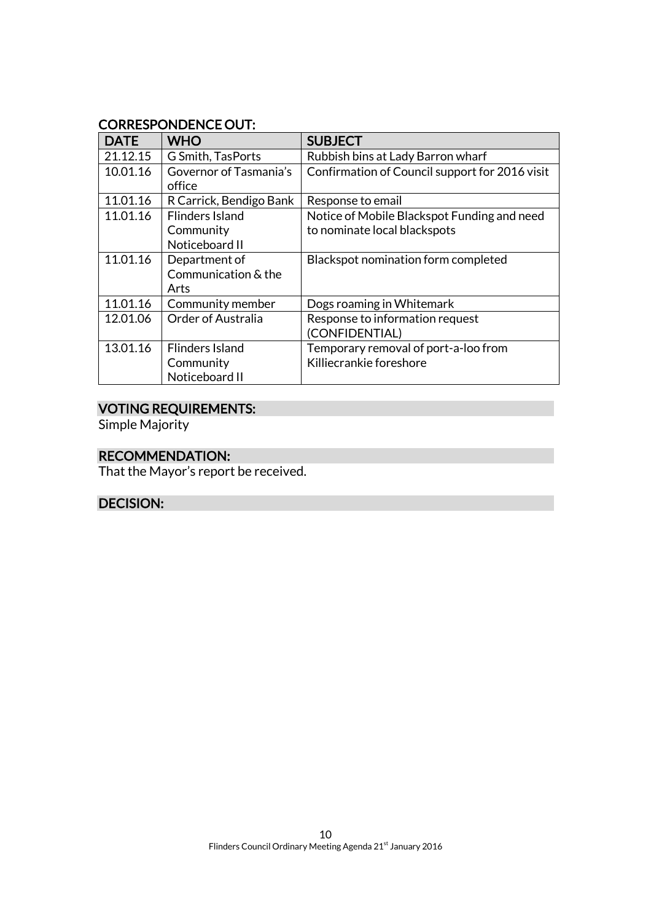## CORRESPONDENCE OUT:

| DATE | WHO | SUBJECT |
|---|---|---|
| 21.12.15 | G Smith, TasPorts | Rubbish bins at Lady Barron wharf |
| 10.01.16 | Governor of Tasmania's office | Confirmation of Council support for 2016 visit |
| 11.01.16 | R Carrick, Bendigo Bank | Response to email |
| 11.01.16 | Flinders Island Community Noticeboard II | Notice of Mobile Blackspot Funding and need to nominate local blackspots |
| 11.01.16 | Department of Communication & the Arts | Blackspot nomination form completed |
| 11.01.16 | Community member | Dogs roaming in Whitemark |
| 12.01.06 | Order of Australia | Response to information request (CONFIDENTIAL) |
| 13.01.16 | Flinders Island Community Noticeboard II | Temporary removal of port-a-loo from Killiecrankie foreshore |

## VOTING REQUIREMENTS:

Simple Majority

## RECOMMENDATION:

That the Mayor's report be received.

## DECISION: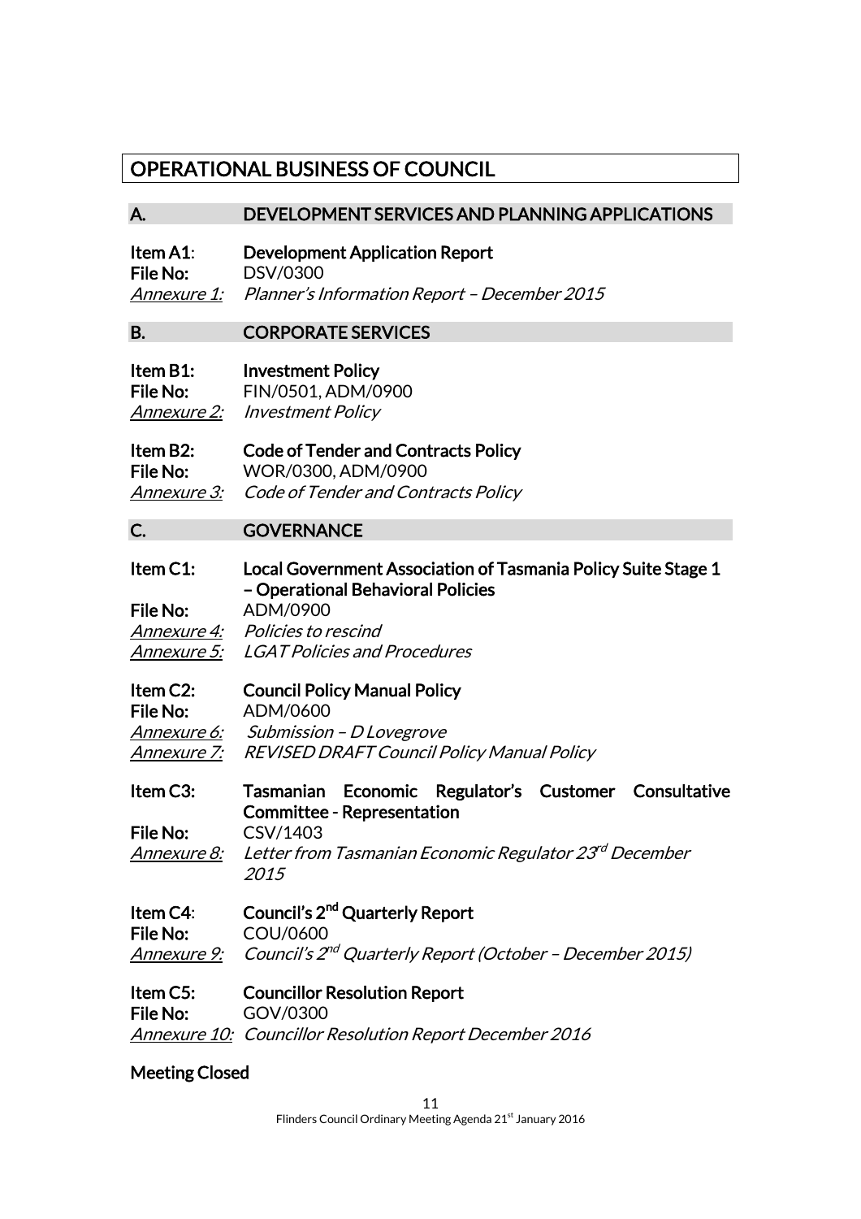# OPERATIONAL BUSINESS OF COUNCIL

## A. DEVELOPMENT SERVICES AND PLANNING APPLICATIONS

**Item A1**: **Development Application Report**
**File No:** DSV/0300
*Annexure 1:* *Planner's Information Report – December 2015*

## B. CORPORATE SERVICES

**Item B1:** **Investment Policy**
**File No:** FIN/0501, ADM/0900
*Annexure 2:* *Investment Policy*

**Item B2:** **Code of Tender and Contracts Policy**
**File No:** WOR/0300, ADM/0900
*Annexure 3:* *Code of Tender and Contracts Policy*

## C. GOVERNANCE

**Item C1:** **Local Government Association of Tasmania Policy Suite Stage 1 – Operational Behavioral Policies**
**File No:** ADM/0900
*Annexure 4:* *Policies to rescind*
*Annexure 5:* *LGAT Policies and Procedures*

**Item C2:** **Council Policy Manual Policy**
**File No:** ADM/0600
*Annexure 6:* *Submission – D Lovegrove*
*Annexure 7:* *REVISED DRAFT Council Policy Manual Policy*

**Item C3:** **Tasmanian Economic Regulator's Customer Consultative Committee - Representation**
**File No:** CSV/1403
*Annexure 8:* *Letter from Tasmanian Economic Regulator 23rd December 2015*

**Item C4**: **Council's 2nd Quarterly Report**
**File No:** COU/0600
*Annexure 9:* *Council's 2nd Quarterly Report (October – December 2015)*

**Item C5:** **Councillor Resolution Report**
**File No:** GOV/0300
*Annexure 10:* *Councillor Resolution Report December 2016*

**Meeting Closed**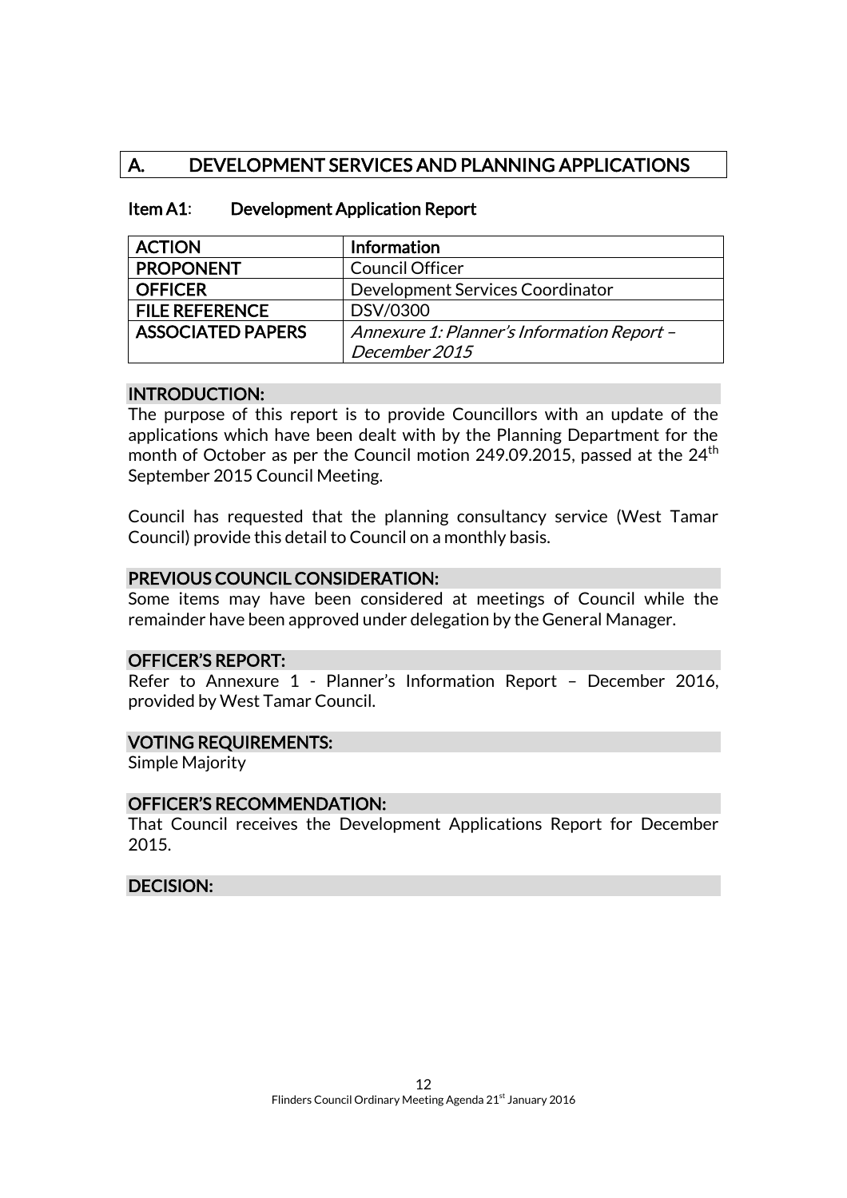## A. DEVELOPMENT SERVICES AND PLANNING APPLICATIONS

### Item A1: Development Application Report

| | |
|---|---|
| **ACTION** | **Information** |
| **PROPONENT** | Council Officer |
| **OFFICER** | Development Services Coordinator |
| **FILE REFERENCE** | DSV/0300 |
| **ASSOCIATED PAPERS** | *Annexure 1: Planner's Information Report – December 2015* |

**INTRODUCTION:**

The purpose of this report is to provide Councillors with an update of the applications which have been dealt with by the Planning Department for the month of October as per the Council motion 249.09.2015, passed at the 24th September 2015 Council Meeting.

Council has requested that the planning consultancy service (West Tamar Council) provide this detail to Council on a monthly basis.

**PREVIOUS COUNCIL CONSIDERATION:**

Some items may have been considered at meetings of Council while the remainder have been approved under delegation by the General Manager.

**OFFICER'S REPORT:**

Refer to Annexure 1 - Planner's Information Report – December 2016, provided by West Tamar Council.

**VOTING REQUIREMENTS:**

Simple Majority

**OFFICER'S RECOMMENDATION:**

That Council receives the Development Applications Report for December 2015.

**DECISION:**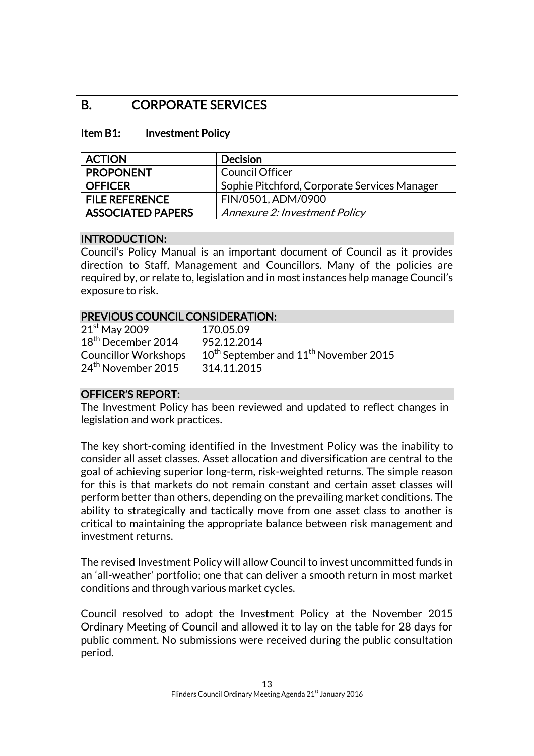# B. CORPORATE SERVICES

## Item B1: Investment Policy

| | |
|---|---|
| **ACTION** | **Decision** |
| **PROPONENT** | Council Officer |
| **OFFICER** | Sophie Pitchford, Corporate Services Manager |
| **FILE REFERENCE** | FIN/0501, ADM/0900 |
| **ASSOCIATED PAPERS** | *Annexure 2: Investment Policy* |

### INTRODUCTION:

Council's Policy Manual is an important document of Council as it provides direction to Staff, Management and Councillors. Many of the policies are required by, or relate to, legislation and in most instances help manage Council's exposure to risk.

### PREVIOUS COUNCIL CONSIDERATION:

| | |
|---|---|
| 21st May 2009 | 170.05.09 |
| 18th December 2014 | 952.12.2014 |
| Councillor Workshops | 10th September and 11th November 2015 |
| 24th November 2015 | 314.11.2015 |

### OFFICER'S REPORT:

The Investment Policy has been reviewed and updated to reflect changes in legislation and work practices.

The key short-coming identified in the Investment Policy was the inability to consider all asset classes. Asset allocation and diversification are central to the goal of achieving superior long-term, risk-weighted returns. The simple reason for this is that markets do not remain constant and certain asset classes will perform better than others, depending on the prevailing market conditions. The ability to strategically and tactically move from one asset class to another is critical to maintaining the appropriate balance between risk management and investment returns.

The revised Investment Policy will allow Council to invest uncommitted funds in an 'all-weather' portfolio; one that can deliver a smooth return in most market conditions and through various market cycles.

Council resolved to adopt the Investment Policy at the November 2015 Ordinary Meeting of Council and allowed it to lay on the table for 28 days for public comment. No submissions were received during the public consultation period.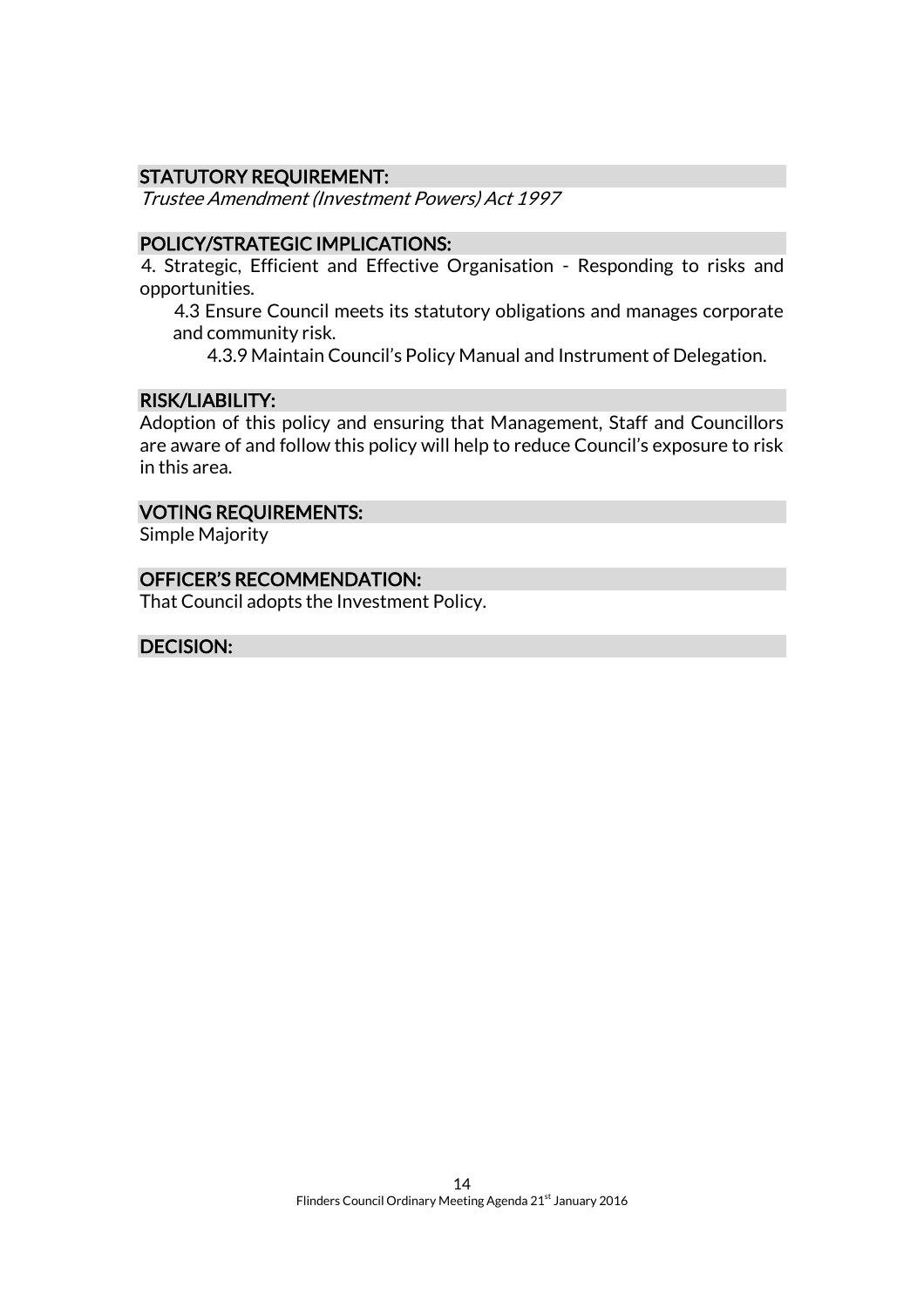## STATUTORY REQUIREMENT:

*Trustee Amendment (Investment Powers) Act 1997*

## POLICY/STRATEGIC IMPLICATIONS:

4. Strategic, Efficient and Effective Organisation - Responding to risks and opportunities.

   4.3 Ensure Council meets its statutory obligations and manages corporate and community risk.

      4.3.9 Maintain Council's Policy Manual and Instrument of Delegation.

## RISK/LIABILITY:

Adoption of this policy and ensuring that Management, Staff and Councillors are aware of and follow this policy will help to reduce Council's exposure to risk in this area.

## VOTING REQUIREMENTS:

Simple Majority

## OFFICER'S RECOMMENDATION:

That Council adopts the Investment Policy.

## DECISION: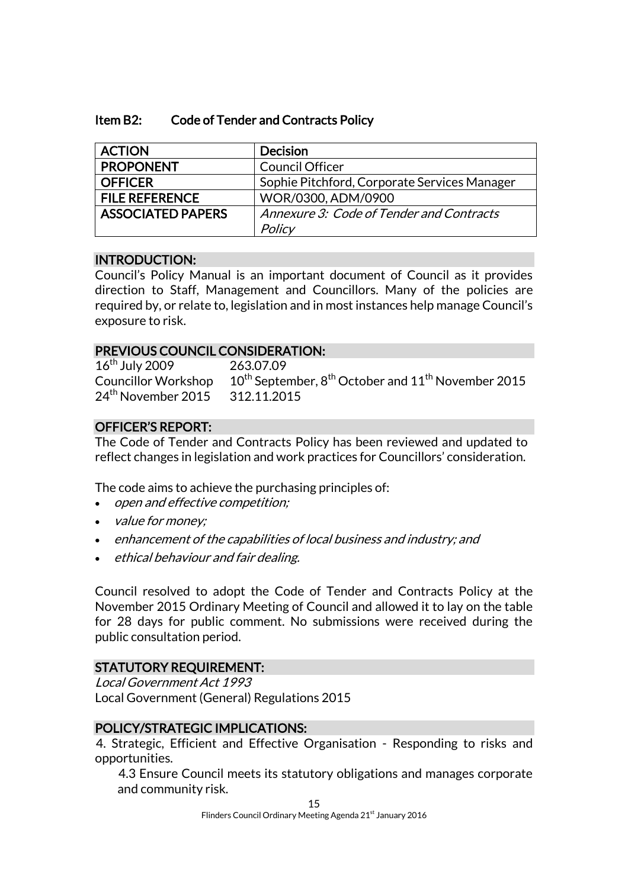### Item B2: Code of Tender and Contracts Policy

| | |
|---|---|
| **ACTION** | Decision |
| **PROPONENT** | Council Officer |
| **OFFICER** | Sophie Pitchford, Corporate Services Manager |
| **FILE REFERENCE** | WOR/0300, ADM/0900 |
| **ASSOCIATED PAPERS** | *Annexure 3: Code of Tender and Contracts Policy* |

#### INTRODUCTION:

Council's Policy Manual is an important document of Council as it provides direction to Staff, Management and Councillors. Many of the policies are required by, or relate to, legislation and in most instances help manage Council's exposure to risk.

#### PREVIOUS COUNCIL CONSIDERATION:

| | |
|---|---|
| 16th July 2009 | 263.07.09 |
| Councillor Workshop | 10th September, 8th October and 11th November 2015 |
| 24th November 2015 | 312.11.2015 |

#### OFFICER'S REPORT:

The Code of Tender and Contracts Policy has been reviewed and updated to reflect changes in legislation and work practices for Councillors' consideration.

The code aims to achieve the purchasing principles of:

- *open and effective competition;*
- *value for money;*
- *enhancement of the capabilities of local business and industry; and*
- *ethical behaviour and fair dealing.*

Council resolved to adopt the Code of Tender and Contracts Policy at the November 2015 Ordinary Meeting of Council and allowed it to lay on the table for 28 days for public comment. No submissions were received during the public consultation period.

#### STATUTORY REQUIREMENT:

*Local Government Act 1993*
Local Government (General) Regulations 2015

#### POLICY/STRATEGIC IMPLICATIONS:

4. Strategic, Efficient and Effective Organisation - Responding to risks and opportunities.

4.3 Ensure Council meets its statutory obligations and manages corporate and community risk.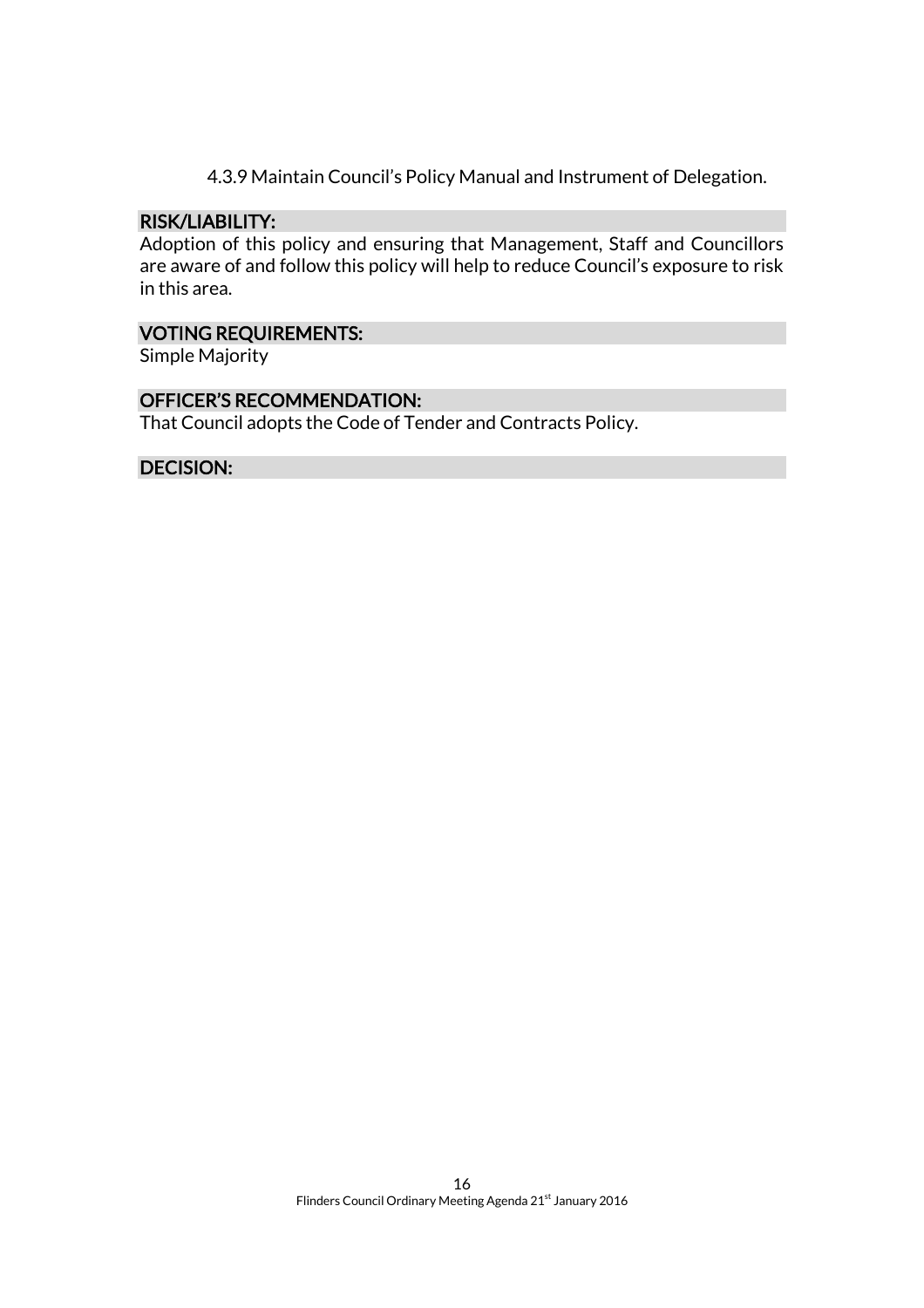4.3.9 Maintain Council's Policy Manual and Instrument of Delegation.

## RISK/LIABILITY:

Adoption of this policy and ensuring that Management, Staff and Councillors are aware of and follow this policy will help to reduce Council's exposure to risk in this area.

## VOTING REQUIREMENTS:

Simple Majority

## OFFICER'S RECOMMENDATION:

That Council adopts the Code of Tender and Contracts Policy.

## DECISION: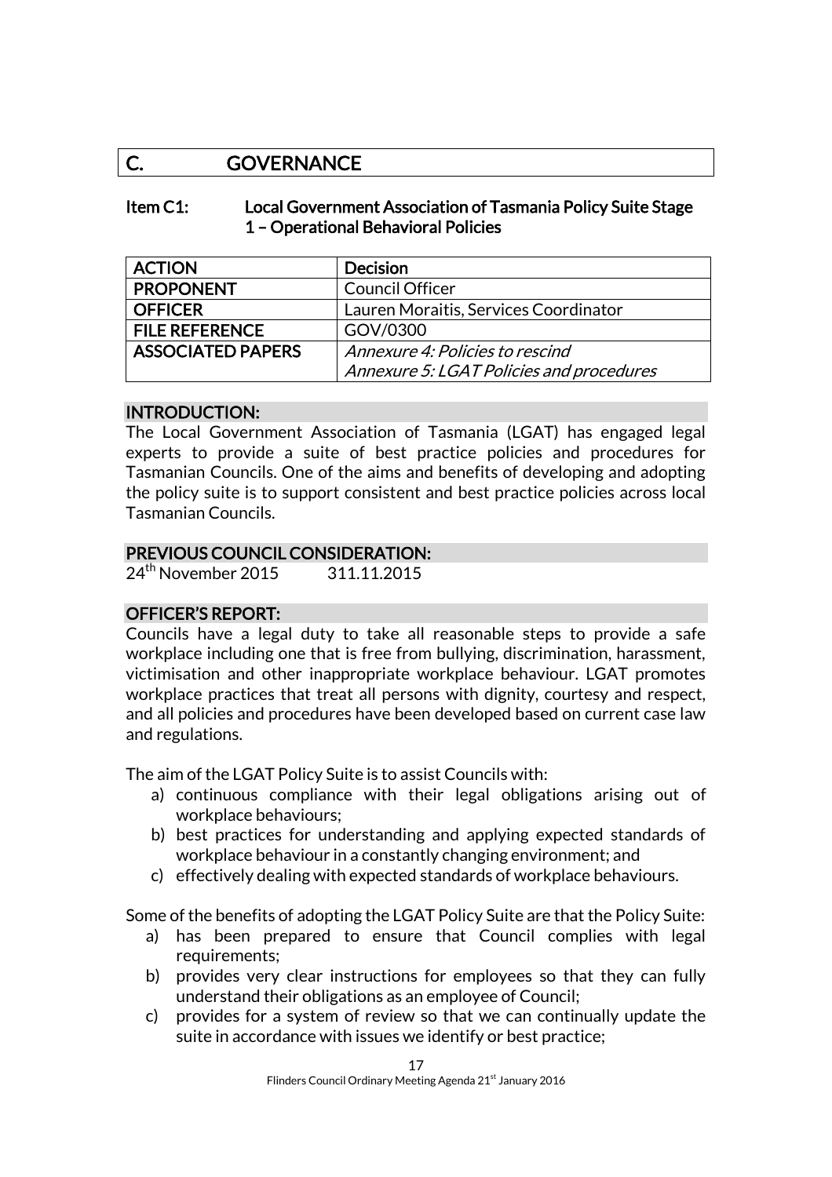# C. GOVERNANCE

## Item C1: Local Government Association of Tasmania Policy Suite Stage 1 – Operational Behavioral Policies

| | |
|---|---|
| **ACTION** | **Decision** |
| **PROPONENT** | Council Officer |
| **OFFICER** | Lauren Moraitis, Services Coordinator |
| **FILE REFERENCE** | GOV/0300 |
| **ASSOCIATED PAPERS** | *Annexure 4: Policies to rescind*<br>*Annexure 5: LGAT Policies and procedures* |

### INTRODUCTION:

The Local Government Association of Tasmania (LGAT) has engaged legal experts to provide a suite of best practice policies and procedures for Tasmanian Councils. One of the aims and benefits of developing and adopting the policy suite is to support consistent and best practice policies across local Tasmanian Councils.

### PREVIOUS COUNCIL CONSIDERATION:

24th November 2015 311.11.2015

### OFFICER'S REPORT:

Councils have a legal duty to take all reasonable steps to provide a safe workplace including one that is free from bullying, discrimination, harassment, victimisation and other inappropriate workplace behaviour. LGAT promotes workplace practices that treat all persons with dignity, courtesy and respect, and all policies and procedures have been developed based on current case law and regulations.

The aim of the LGAT Policy Suite is to assist Councils with:

a) continuous compliance with their legal obligations arising out of workplace behaviours;
b) best practices for understanding and applying expected standards of workplace behaviour in a constantly changing environment; and
c) effectively dealing with expected standards of workplace behaviours.

Some of the benefits of adopting the LGAT Policy Suite are that the Policy Suite:

a) has been prepared to ensure that Council complies with legal requirements;
b) provides very clear instructions for employees so that they can fully understand their obligations as an employee of Council;
c) provides for a system of review so that we can continually update the suite in accordance with issues we identify or best practice;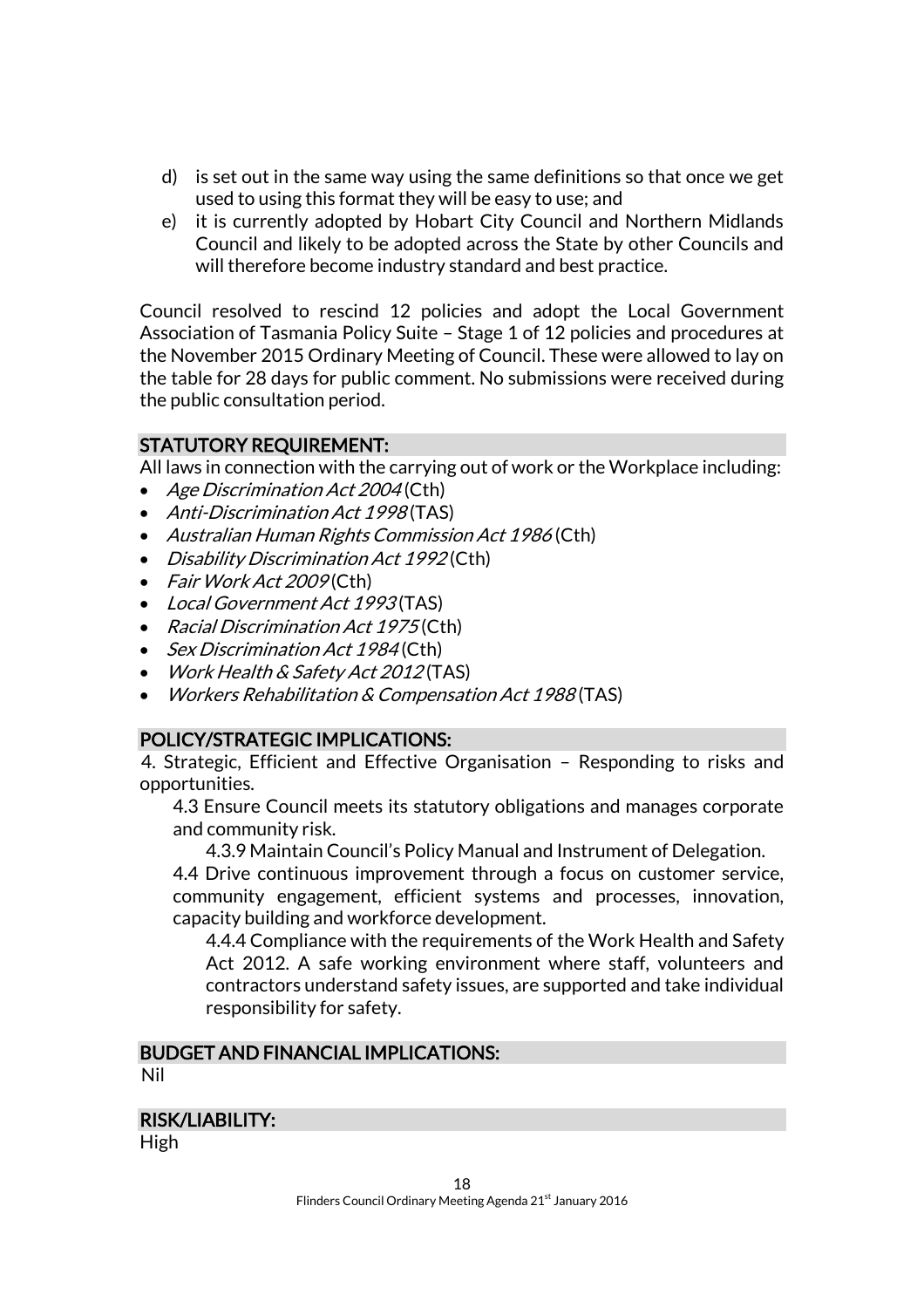d) is set out in the same way using the same definitions so that once we get used to using this format they will be easy to use; and
e) it is currently adopted by Hobart City Council and Northern Midlands Council and likely to be adopted across the State by other Councils and will therefore become industry standard and best practice.

Council resolved to rescind 12 policies and adopt the Local Government Association of Tasmania Policy Suite – Stage 1 of 12 policies and procedures at the November 2015 Ordinary Meeting of Council. These were allowed to lay on the table for 28 days for public comment. No submissions were received during the public consultation period.

## STATUTORY REQUIREMENT:

All laws in connection with the carrying out of work or the Workplace including:

- *Age Discrimination Act 2004* (Cth)
- *Anti-Discrimination Act 1998* (TAS)
- *Australian Human Rights Commission Act 1986* (Cth)
- *Disability Discrimination Act 1992* (Cth)
- *Fair Work Act 2009* (Cth)
- *Local Government Act 1993* (TAS)
- *Racial Discrimination Act 1975* (Cth)
- *Sex Discrimination Act 1984* (Cth)
- *Work Health & Safety Act 2012* (TAS)
- *Workers Rehabilitation & Compensation Act 1988* (TAS)

## POLICY/STRATEGIC IMPLICATIONS:

4. Strategic, Efficient and Effective Organisation – Responding to risks and opportunities.

4.3 Ensure Council meets its statutory obligations and manages corporate and community risk.

4.3.9 Maintain Council's Policy Manual and Instrument of Delegation.

4.4 Drive continuous improvement through a focus on customer service, community engagement, efficient systems and processes, innovation, capacity building and workforce development.

4.4.4 Compliance with the requirements of the Work Health and Safety Act 2012. A safe working environment where staff, volunteers and contractors understand safety issues, are supported and take individual responsibility for safety.

## BUDGET AND FINANCIAL IMPLICATIONS:

Nil

## RISK/LIABILITY:

High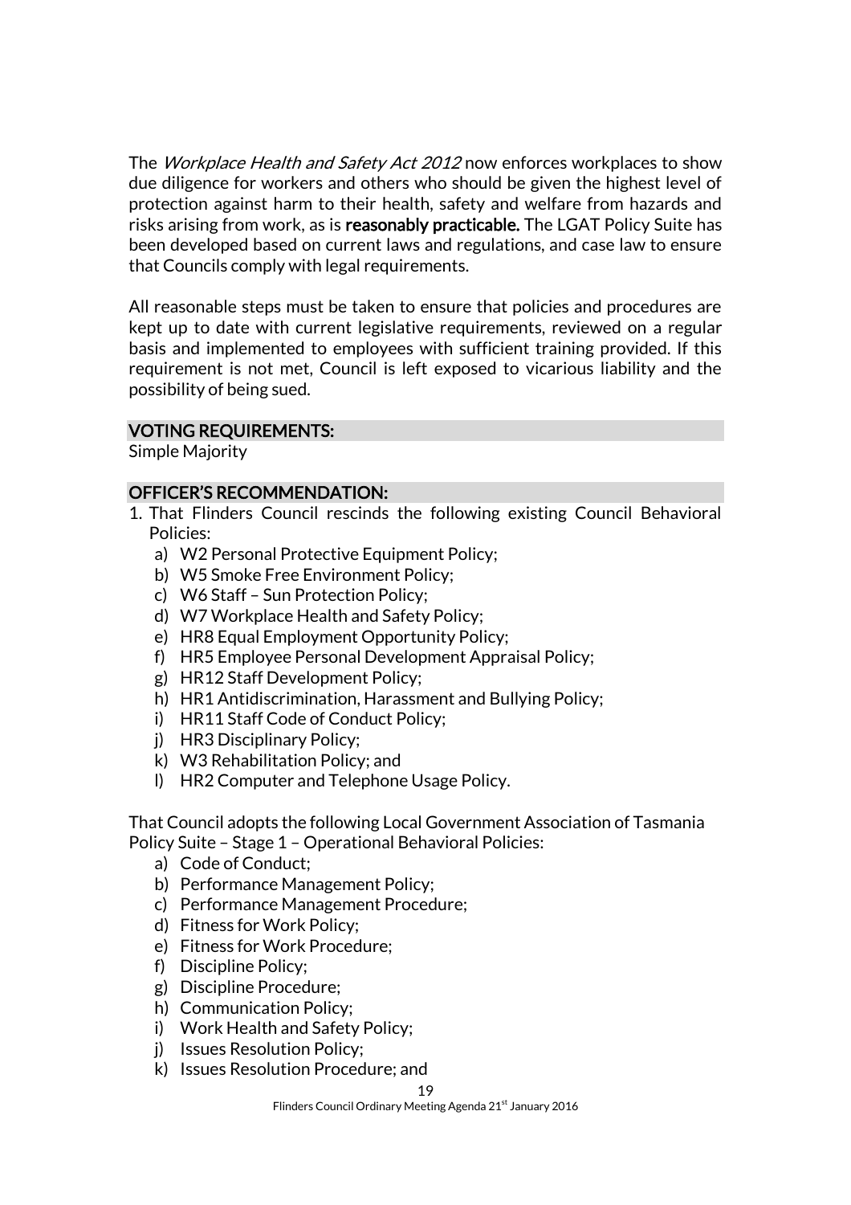The *Workplace Health and Safety Act 2012* now enforces workplaces to show due diligence for workers and others who should be given the highest level of protection against harm to their health, safety and welfare from hazards and risks arising from work, as is **reasonably practicable.** The LGAT Policy Suite has been developed based on current laws and regulations, and case law to ensure that Councils comply with legal requirements.

All reasonable steps must be taken to ensure that policies and procedures are kept up to date with current legislative requirements, reviewed on a regular basis and implemented to employees with sufficient training provided. If this requirement is not met, Council is left exposed to vicarious liability and the possibility of being sued.

## VOTING REQUIREMENTS:

Simple Majority

## OFFICER'S RECOMMENDATION:

1. That Flinders Council rescinds the following existing Council Behavioral Policies:
   a) W2 Personal Protective Equipment Policy;
   b) W5 Smoke Free Environment Policy;
   c) W6 Staff – Sun Protection Policy;
   d) W7 Workplace Health and Safety Policy;
   e) HR8 Equal Employment Opportunity Policy;
   f) HR5 Employee Personal Development Appraisal Policy;
   g) HR12 Staff Development Policy;
   h) HR1 Antidiscrimination, Harassment and Bullying Policy;
   i) HR11 Staff Code of Conduct Policy;
   j) HR3 Disciplinary Policy;
   k) W3 Rehabilitation Policy; and
   l) HR2 Computer and Telephone Usage Policy.

That Council adopts the following Local Government Association of Tasmania Policy Suite – Stage 1 – Operational Behavioral Policies:

a) Code of Conduct;
b) Performance Management Policy;
c) Performance Management Procedure;
d) Fitness for Work Policy;
e) Fitness for Work Procedure;
f) Discipline Policy;
g) Discipline Procedure;
h) Communication Policy;
i) Work Health and Safety Policy;
j) Issues Resolution Policy;
k) Issues Resolution Procedure; and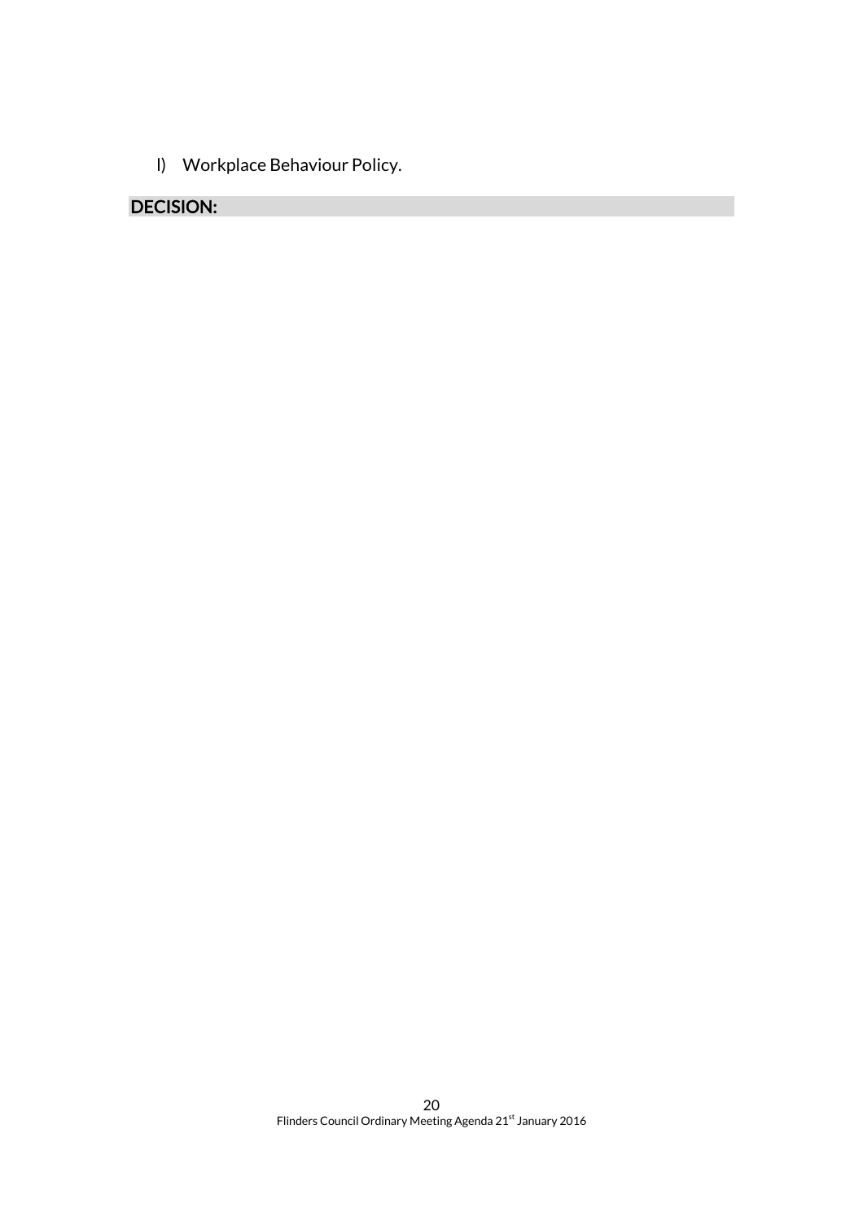l) Workplace Behaviour Policy.

**DECISION:**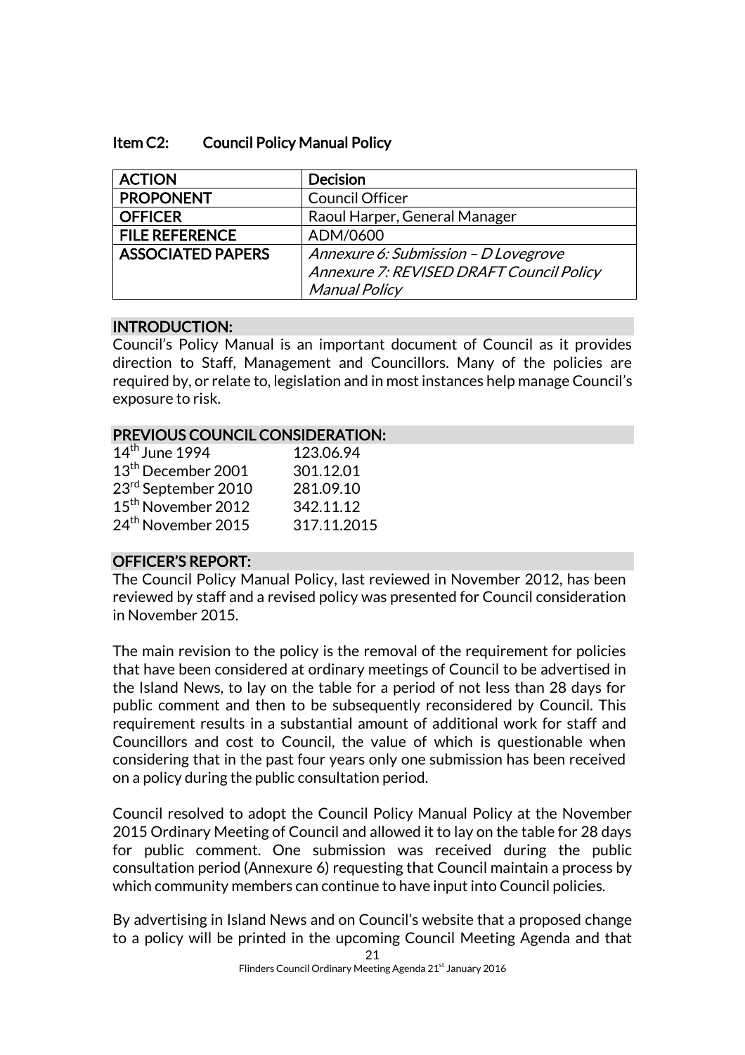## Item C2: Council Policy Manual Policy

| | |
|---|---|
| **ACTION** | **Decision** |
| **PROPONENT** | Council Officer |
| **OFFICER** | Raoul Harper, General Manager |
| **FILE REFERENCE** | ADM/0600 |
| **ASSOCIATED PAPERS** | *Annexure 6: Submission – D Lovegrove*<br>*Annexure 7: REVISED DRAFT Council Policy Manual Policy* |

### INTRODUCTION:

Council's Policy Manual is an important document of Council as it provides direction to Staff, Management and Councillors. Many of the policies are required by, or relate to, legislation and in most instances help manage Council's exposure to risk.

### PREVIOUS COUNCIL CONSIDERATION:

| | |
|---|---|
| 14th June 1994 | 123.06.94 |
| 13th December 2001 | 301.12.01 |
| 23rd September 2010 | 281.09.10 |
| 15th November 2012 | 342.11.12 |
| 24th November 2015 | 317.11.2015 |

### OFFICER'S REPORT:

The Council Policy Manual Policy, last reviewed in November 2012, has been reviewed by staff and a revised policy was presented for Council consideration in November 2015.

The main revision to the policy is the removal of the requirement for policies that have been considered at ordinary meetings of Council to be advertised in the Island News, to lay on the table for a period of not less than 28 days for public comment and then to be subsequently reconsidered by Council. This requirement results in a substantial amount of additional work for staff and Councillors and cost to Council, the value of which is questionable when considering that in the past four years only one submission has been received on a policy during the public consultation period.

Council resolved to adopt the Council Policy Manual Policy at the November 2015 Ordinary Meeting of Council and allowed it to lay on the table for 28 days for public comment. One submission was received during the public consultation period (Annexure 6) requesting that Council maintain a process by which community members can continue to have input into Council policies.

By advertising in Island News and on Council's website that a proposed change to a policy will be printed in the upcoming Council Meeting Agenda and that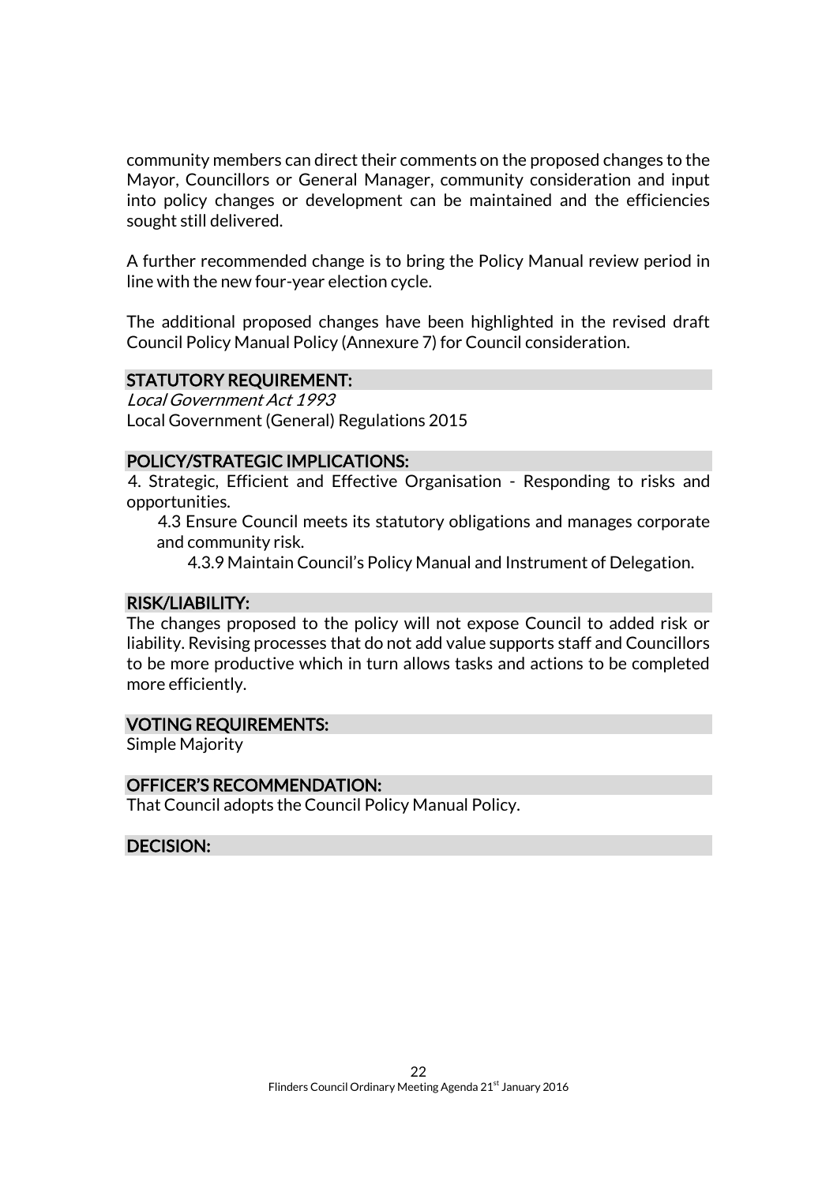community members can direct their comments on the proposed changes to the Mayor, Councillors or General Manager, community consideration and input into policy changes or development can be maintained and the efficiencies sought still delivered.

A further recommended change is to bring the Policy Manual review period in line with the new four-year election cycle.

The additional proposed changes have been highlighted in the revised draft Council Policy Manual Policy (Annexure 7) for Council consideration.

## STATUTORY REQUIREMENT:

*Local Government Act 1993*
Local Government (General) Regulations 2015

## POLICY/STRATEGIC IMPLICATIONS:

4. Strategic, Efficient and Effective Organisation - Responding to risks and opportunities.
   - 4.3 Ensure Council meets its statutory obligations and manages corporate and community risk.
     - 4.3.9 Maintain Council's Policy Manual and Instrument of Delegation.

## RISK/LIABILITY:

The changes proposed to the policy will not expose Council to added risk or liability. Revising processes that do not add value supports staff and Councillors to be more productive which in turn allows tasks and actions to be completed more efficiently.

## VOTING REQUIREMENTS:

Simple Majority

## OFFICER'S RECOMMENDATION:

That Council adopts the Council Policy Manual Policy.

## DECISION: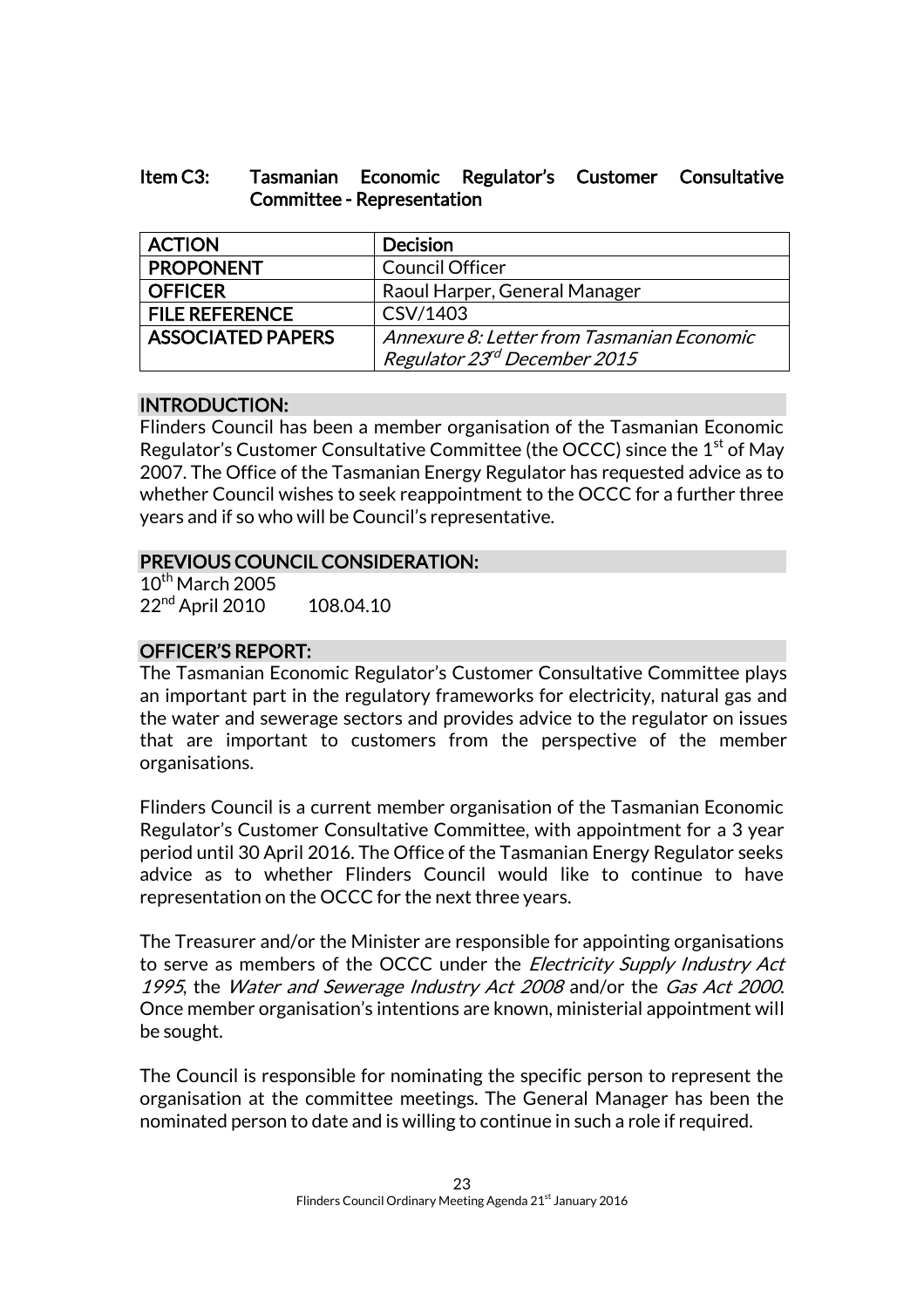## Item C3: Tasmanian Economic Regulator's Customer Consultative Committee - Representation

| | |
|---|---|
| **ACTION** | Decision |
| **PROPONENT** | Council Officer |
| **OFFICER** | Raoul Harper, General Manager |
| **FILE REFERENCE** | CSV/1403 |
| **ASSOCIATED PAPERS** | *Annexure 8: Letter from Tasmanian Economic Regulator 23rd December 2015* |

### INTRODUCTION:

Flinders Council has been a member organisation of the Tasmanian Economic Regulator's Customer Consultative Committee (the OCCC) since the 1st of May 2007. The Office of the Tasmanian Energy Regulator has requested advice as to whether Council wishes to seek reappointment to the OCCC for a further three years and if so who will be Council's representative.

### PREVIOUS COUNCIL CONSIDERATION:

10th March 2005
22nd April 2010 108.04.10

### OFFICER'S REPORT:

The Tasmanian Economic Regulator's Customer Consultative Committee plays an important part in the regulatory frameworks for electricity, natural gas and the water and sewerage sectors and provides advice to the regulator on issues that are important to customers from the perspective of the member organisations.

Flinders Council is a current member organisation of the Tasmanian Economic Regulator's Customer Consultative Committee, with appointment for a 3 year period until 30 April 2016. The Office of the Tasmanian Energy Regulator seeks advice as to whether Flinders Council would like to continue to have representation on the OCCC for the next three years.

The Treasurer and/or the Minister are responsible for appointing organisations to serve as members of the OCCC under the *Electricity Supply Industry Act 1995*, the *Water and Sewerage Industry Act 2008* and/or the *Gas Act 2000*. Once member organisation's intentions are known, ministerial appointment will be sought.

The Council is responsible for nominating the specific person to represent the organisation at the committee meetings. The General Manager has been the nominated person to date and is willing to continue in such a role if required.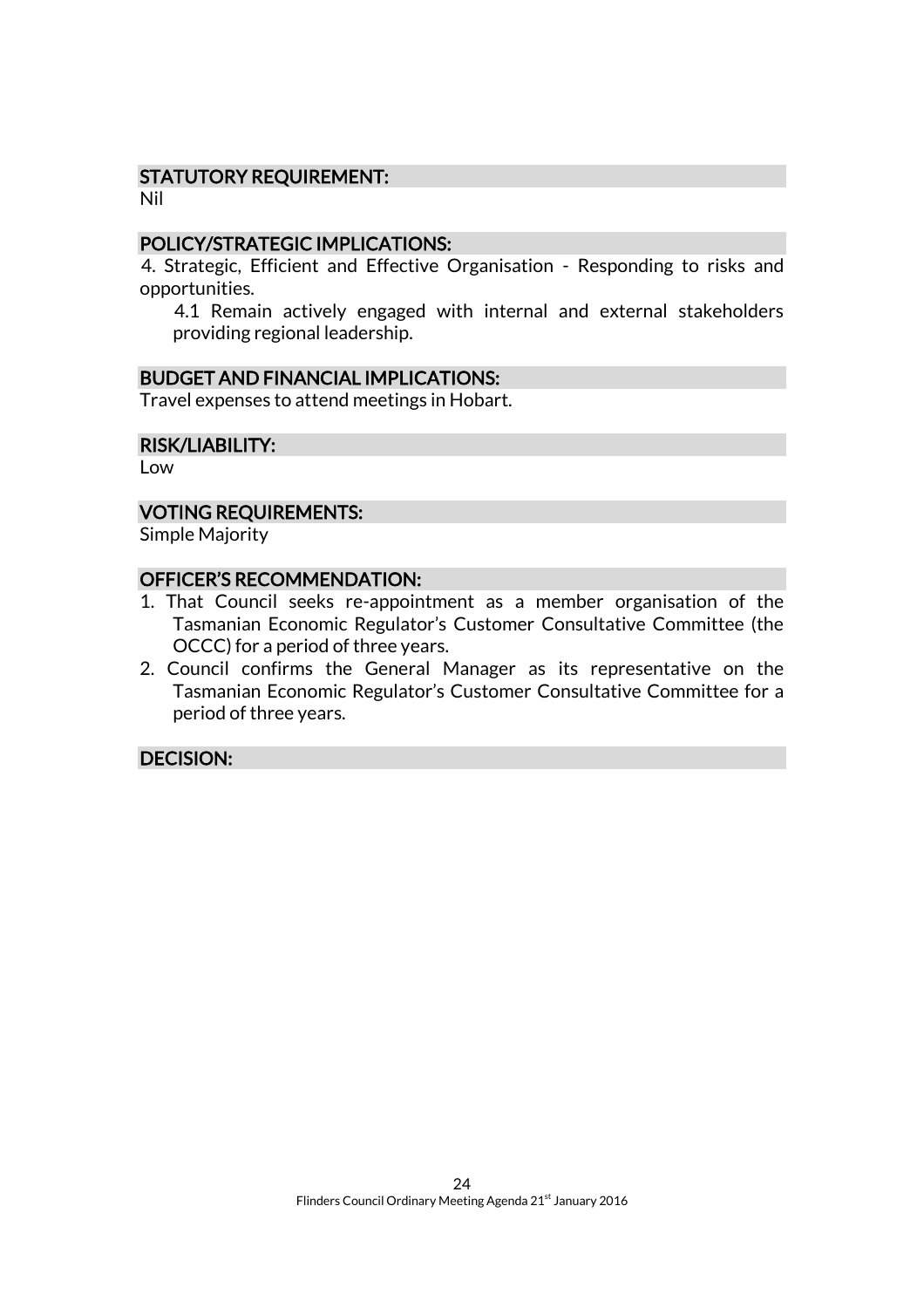## STATUTORY REQUIREMENT:

Nil

## POLICY/STRATEGIC IMPLICATIONS:

4. Strategic, Efficient and Effective Organisation - Responding to risks and opportunities.

    4.1 Remain actively engaged with internal and external stakeholders providing regional leadership.

## BUDGET AND FINANCIAL IMPLICATIONS:

Travel expenses to attend meetings in Hobart.

## RISK/LIABILITY:

Low

## VOTING REQUIREMENTS:

Simple Majority

## OFFICER'S RECOMMENDATION:

1. That Council seeks re-appointment as a member organisation of the Tasmanian Economic Regulator's Customer Consultative Committee (the OCCC) for a period of three years.
2. Council confirms the General Manager as its representative on the Tasmanian Economic Regulator's Customer Consultative Committee for a period of three years.

## DECISION: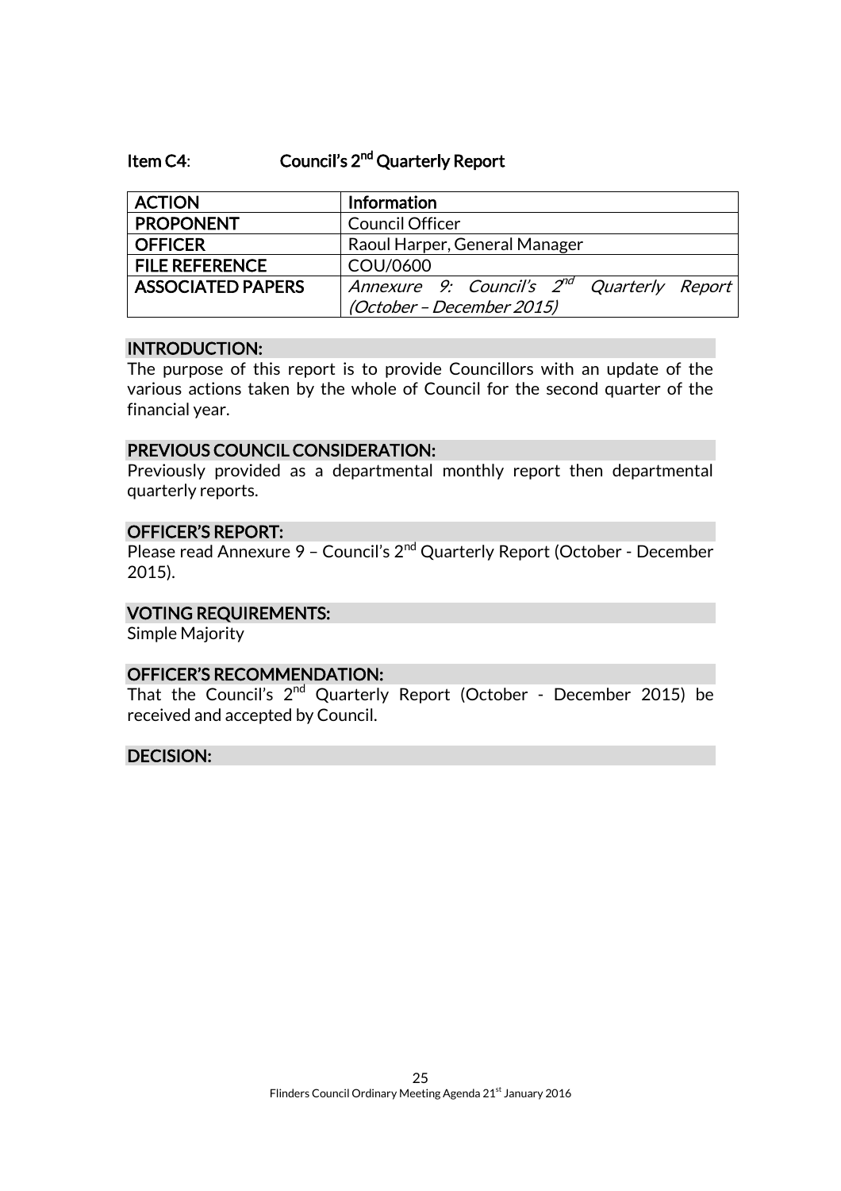## Item C4: Council's 2nd Quarterly Report

| | |
|---|---|
| **ACTION** | **Information** |
| **PROPONENT** | Council Officer |
| **OFFICER** | Raoul Harper, General Manager |
| **FILE REFERENCE** | COU/0600 |
| **ASSOCIATED PAPERS** | *Annexure 9: Council's 2nd Quarterly Report (October – December 2015)* |

### INTRODUCTION:

The purpose of this report is to provide Councillors with an update of the various actions taken by the whole of Council for the second quarter of the financial year.

### PREVIOUS COUNCIL CONSIDERATION:

Previously provided as a departmental monthly report then departmental quarterly reports.

### OFFICER'S REPORT:

Please read Annexure 9 – Council's 2nd Quarterly Report (October - December 2015).

### VOTING REQUIREMENTS:

Simple Majority

### OFFICER'S RECOMMENDATION:

That the Council's 2nd Quarterly Report (October - December 2015) be received and accepted by Council.

### DECISION: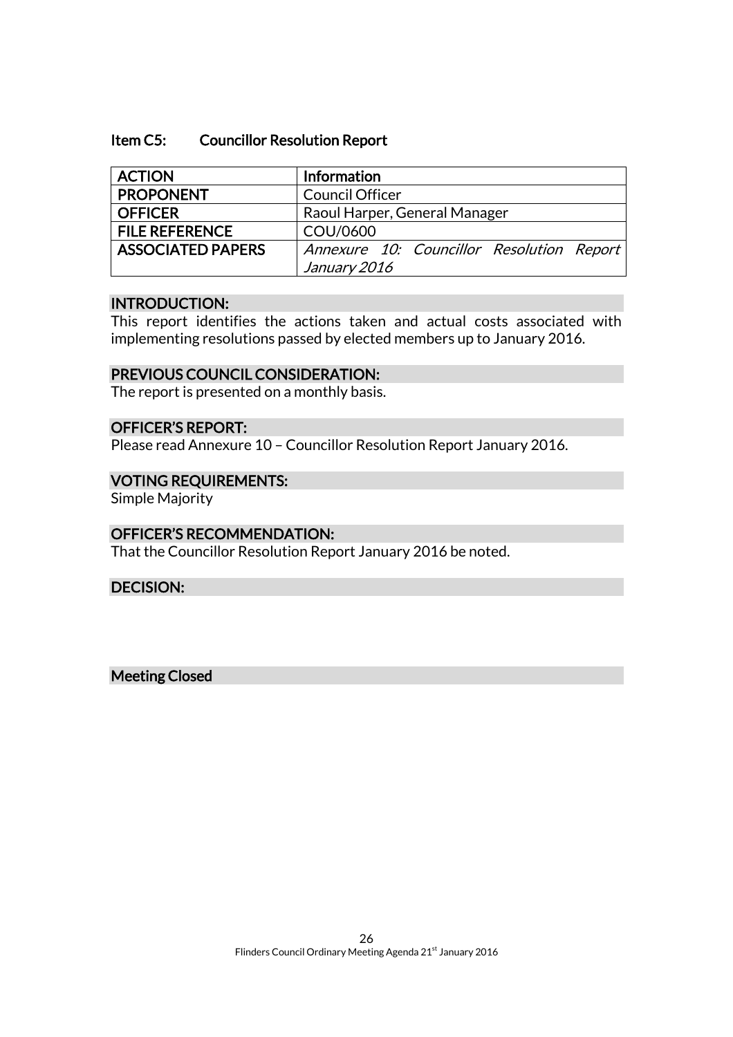### Item C5: Councillor Resolution Report

| | |
|---|---|
| **ACTION** | **Information** |
| **PROPONENT** | Council Officer |
| **OFFICER** | Raoul Harper, General Manager |
| **FILE REFERENCE** | COU/0600 |
| **ASSOCIATED PAPERS** | *Annexure 10: Councillor Resolution Report January 2016* |

#### INTRODUCTION:

This report identifies the actions taken and actual costs associated with implementing resolutions passed by elected members up to January 2016.

#### PREVIOUS COUNCIL CONSIDERATION:

The report is presented on a monthly basis.

#### OFFICER'S REPORT:

Please read Annexure 10 – Councillor Resolution Report January 2016.

#### VOTING REQUIREMENTS:

Simple Majority

#### OFFICER'S RECOMMENDATION:

That the Councillor Resolution Report January 2016 be noted.

#### DECISION:

#### Meeting Closed